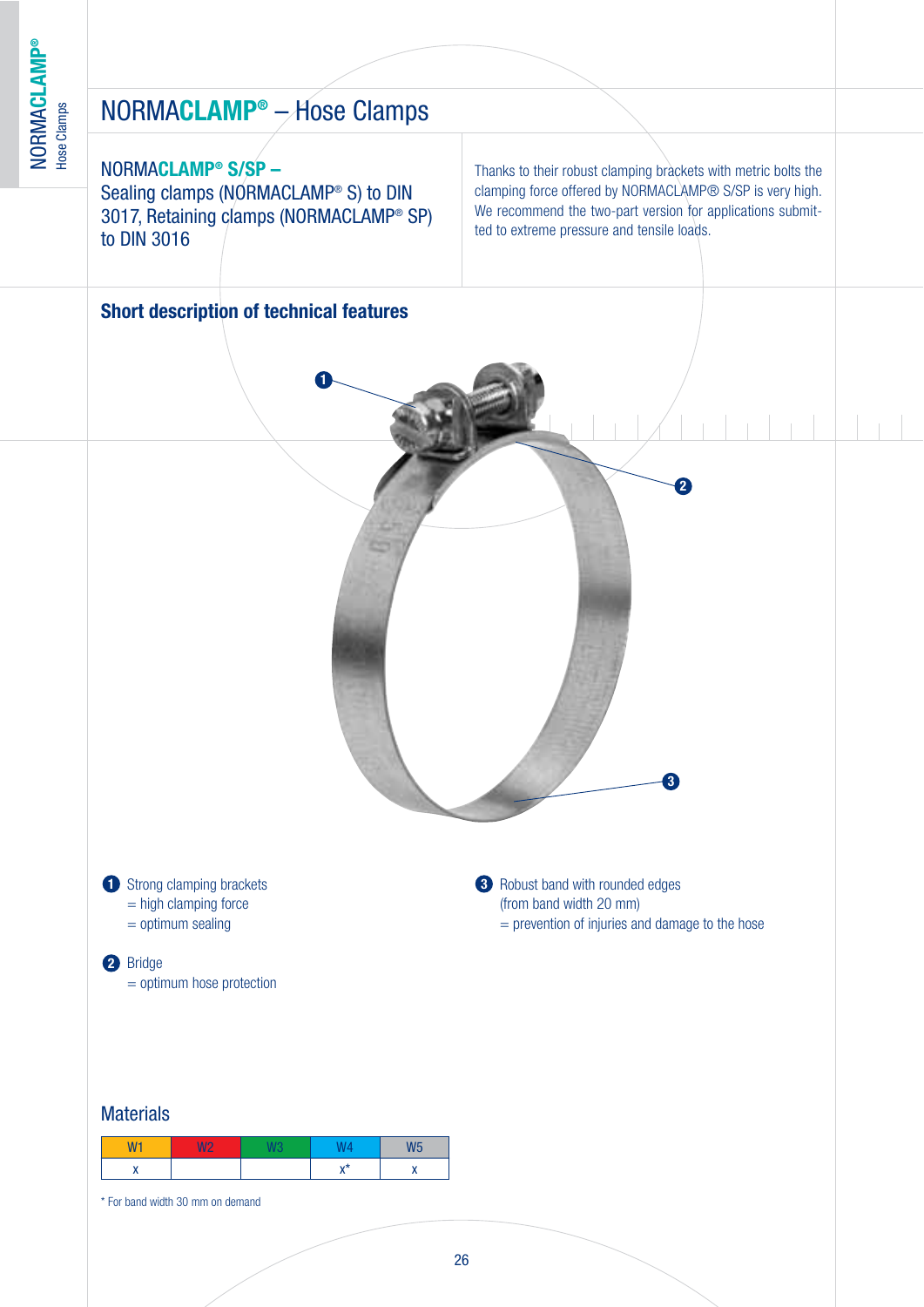# NORMACLAMP® – Hose Clamps

## NORMACLAMP® S/SP – Sealing clamps (NORMACLAMP® S) to DIN 3017, Retaining clamps (NORMACLAMP® SP) to DIN 3016

Thanks to their robust clamping brackets with metric bolts the clamping force offered by NORMACLAMP® S/SP is very high. We recommend the two-part version for applications submitted to extreme pressure and tensile loads.

## Short description of technical features

1. Strong clamping brackets
   = high clamping force
   = optimum sealing

2. Bridge
   = optimum hose protection

3. Robust band with rounded edges
   (from band width 20 mm)
   = prevention of injuries and damage to the hose

## Materials

| W1 | W2 | W3 | W4 | W5 |
|---|---|---|---|---|
| x | | | x* | x |

\* For band width 30 mm on demand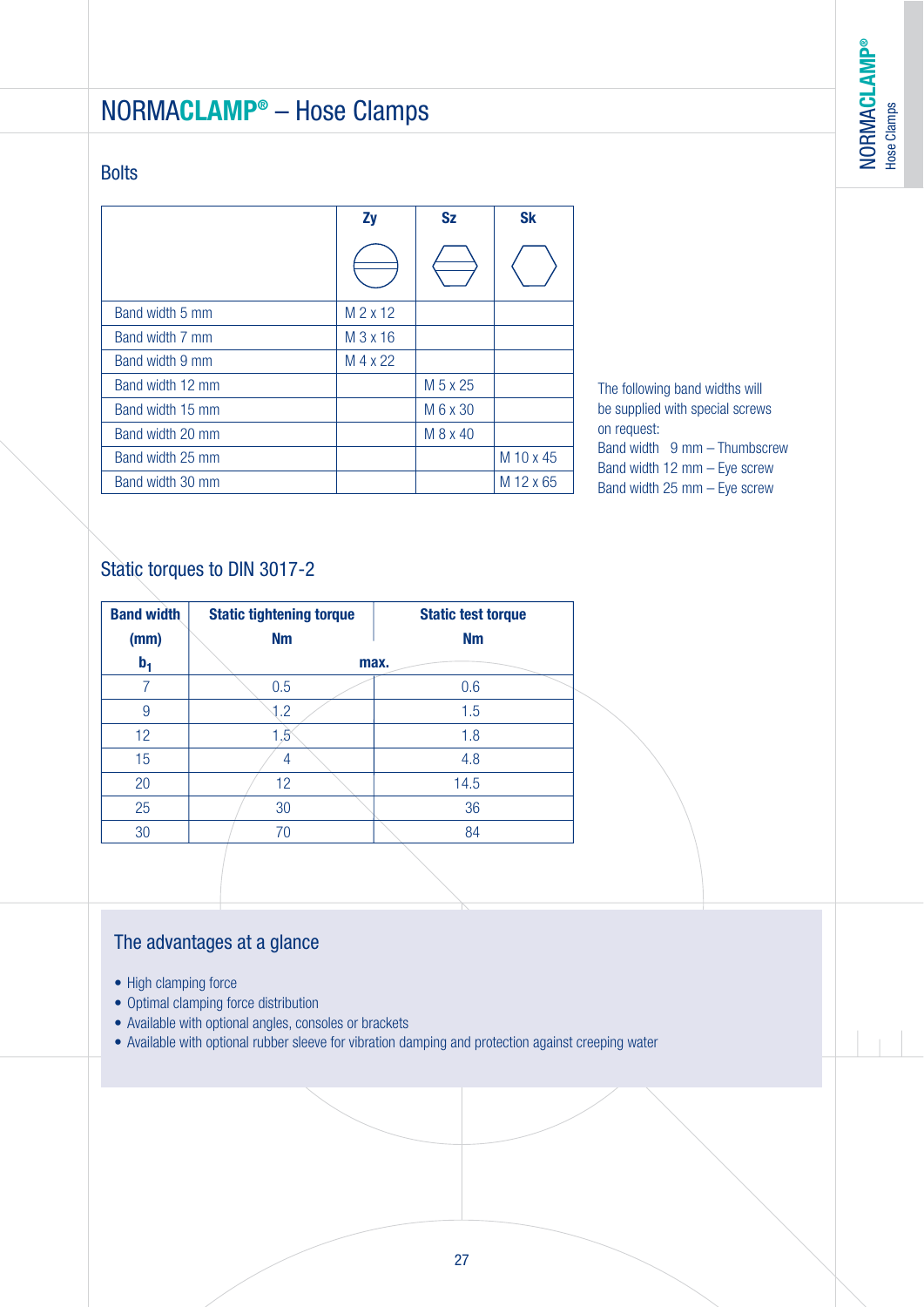# NORMACLAMP® – Hose Clamps

## Bolts

| | Zy | Sz | Sk |
|---|---|---|---|
| Band width 5 mm | M 2 x 12 | | |
| Band width 7 mm | M 3 x 16 | | |
| Band width 9 mm | M 4 x 22 | | |
| Band width 12 mm | | M 5 x 25 | |
| Band width 15 mm | | M 6 x 30 | |
| Band width 20 mm | | M 8 x 40 | |
| Band width 25 mm | | | M 10 x 45 |
| Band width 30 mm | | | M 12 x 65 |

The following band widths will be supplied with special screws on request:
Band width 9 mm – Thumbscrew
Band width 12 mm – Eye screw
Band width 25 mm – Eye screw

## Static torques to DIN 3017-2

| Band width (mm) $b_1$ | Static tightening torque Nm max. | Static test torque Nm max. |
|---|---|---|
| 7 | 0.5 | 0.6 |
| 9 | 1.2 | 1.5 |
| 12 | 1.5 | 1.8 |
| 15 | 4 | 4.8 |
| 20 | 12 | 14.5 |
| 25 | 30 | 36 |
| 30 | 70 | 84 |

## The advantages at a glance

- High clamping force
- Optimal clamping force distribution
- Available with optional angles, consoles or brackets
- Available with optional rubber sleeve for vibration damping and protection against creeping water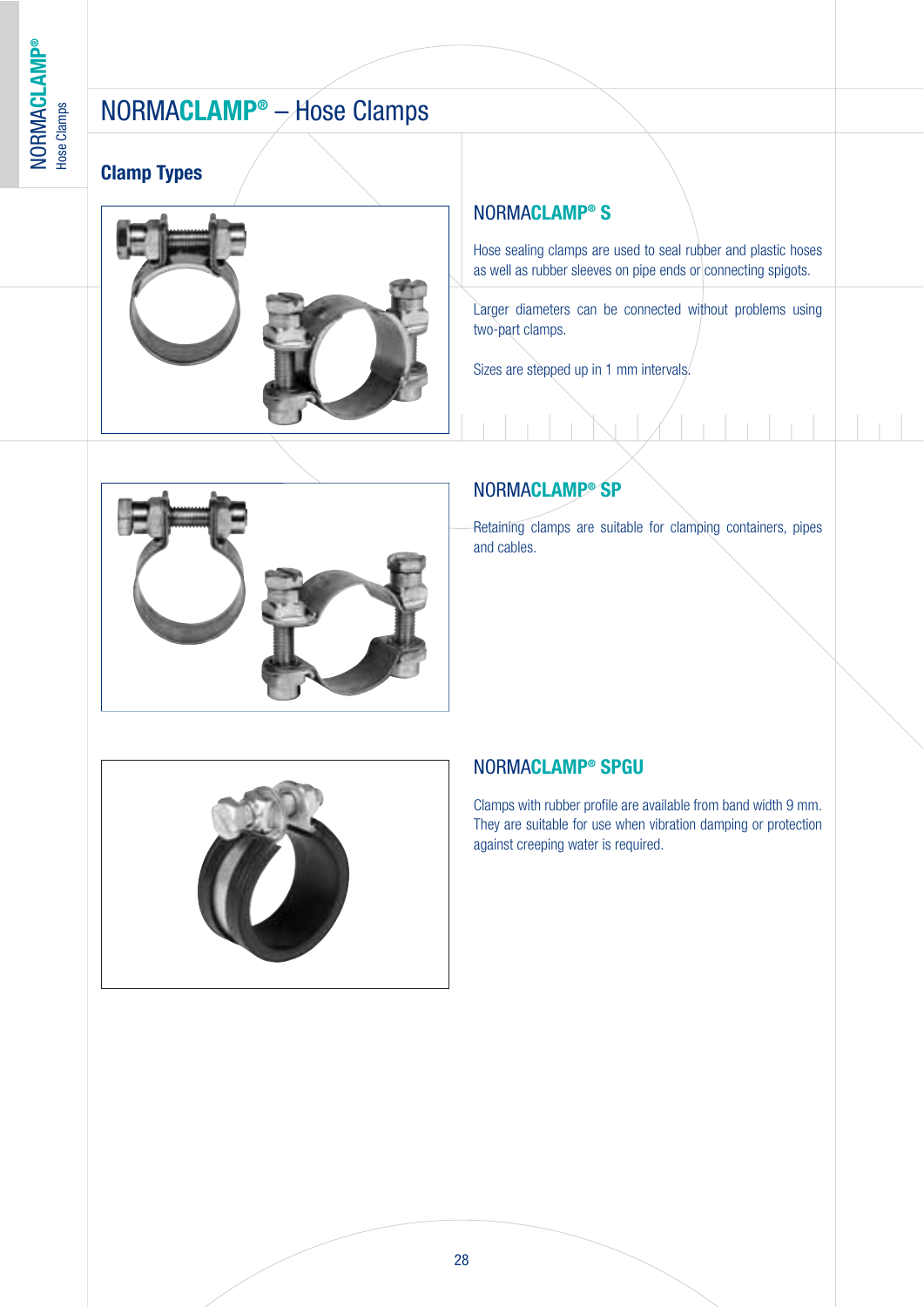# NORMACLAMP® – Hose Clamps

## Clamp Types

### NORMACLAMP® S

Hose sealing clamps are used to seal rubber and plastic hoses as well as rubber sleeves on pipe ends or connecting spigots.

Larger diameters can be connected without problems using two-part clamps.

Sizes are stepped up in 1 mm intervals.

### NORMACLAMP® SP

Retaining clamps are suitable for clamping containers, pipes and cables.

### NORMACLAMP® SPGU

Clamps with rubber profile are available from band width 9 mm. They are suitable for use when vibration damping or protection against creeping water is required.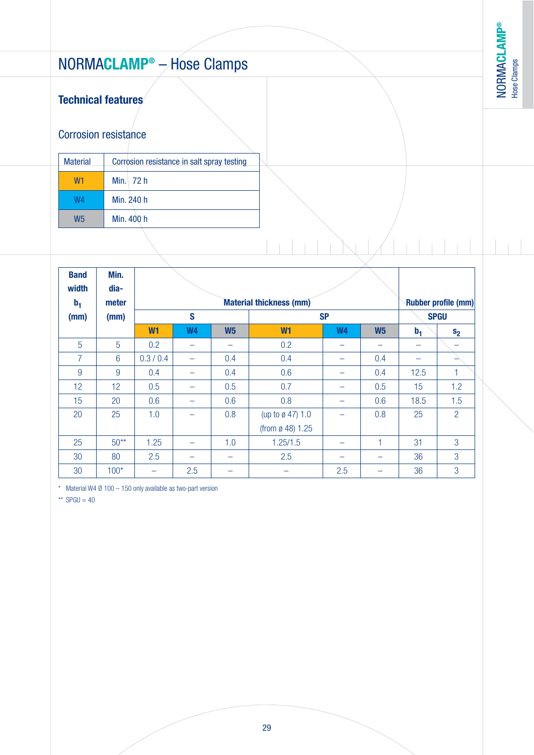# NORMACLAMP® – Hose Clamps

## Technical features

### Corrosion resistance

| Material | Corrosion resistance in salt spray testing |
| --- | --- |
| W1 | Min. 72 h |
| W4 | Min. 240 h |
| W5 | Min. 400 h |

| Band width $b_1$ (mm) | Min. diameter (mm) | Material thickness (mm) | | | | | | Rubber profile (mm) | |
| --- | --- | --- | --- | --- | --- | --- | --- | --- | --- |
| | | S | | | SP | | | SPGU | |
| | | W1 | W4 | W5 | W1 | W4 | W5 | $b_1$ | $s_2$ |
| 5 | 5 | 0.2 | – | – | 0.2 | – | – | – | – |
| 7 | 6 | 0.3 / 0.4 | – | 0.4 | 0.4 | – | 0.4 | – | – |
| 9 | 9 | 0.4 | – | 0.4 | 0.6 | – | 0.4 | 12.5 | 1 |
| 12 | 12 | 0.5 | – | 0.5 | 0.7 | – | 0.5 | 15 | 1.2 |
| 15 | 20 | 0.6 | – | 0.6 | 0.8 | – | 0.6 | 18.5 | 1.5 |
| 20 | 25 | 1.0 | – | 0.8 | (up to ø 47) 1.0 (from ø 48) 1.25 | – | 0.8 | 25 | 2 |
| 25 | 50** | 1.25 | – | 1.0 | 1.25/1.5 | – | 1 | 31 | 3 |
| 30 | 80 | 2.5 | – | – | 2.5 | – | – | 36 | 3 |
| 30 | 100* | – | 2.5 | – | – | 2.5 | – | 36 | 3 |

\* Material W4 Ø 100 – 150 only available as two-part version

** SPGU = 40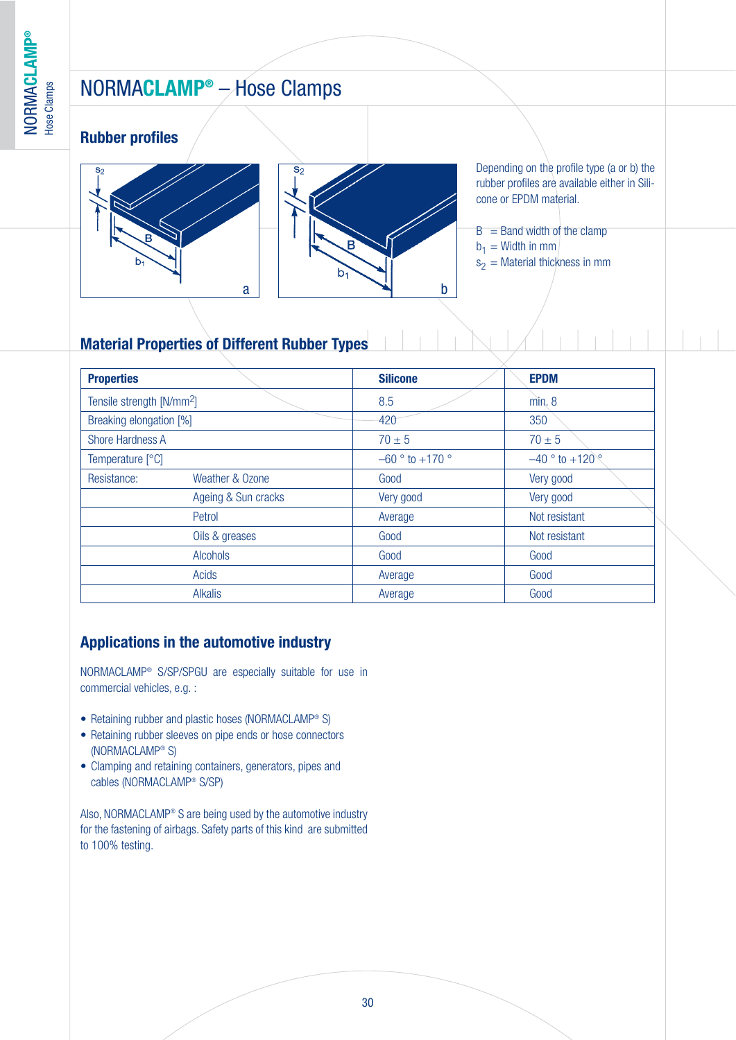# NORMACLAMP® – Hose Clamps

## Rubber profiles

s2

B

b1

a

s2

B

b1

b

Depending on the profile type (a or b) the rubber profiles are available either in Silicone or EPDM material.

B = Band width of the clamp
$b_1$ = Width in mm
$s_2$ = Material thickness in mm

## Material Properties of Different Rubber Types

| Properties | | Silicone | EPDM |
|---|---|---|---|
| Tensile strength [N/mm$^2$] | | 8.5 | min. 8 |
| Breaking elongation [%] | | 420 | 350 |
| Shore Hardness A | | 70 ± 5 | 70 ± 5 |
| Temperature [°C] | | –60 ° to +170 ° | –40 ° to +120 ° |
| Resistance: | Weather & Ozone | Good | Very good |
| | Ageing & Sun cracks | Very good | Very good |
| | Petrol | Average | Not resistant |
| | Oils & greases | Good | Not resistant |
| | Alcohols | Good | Good |
| | Acids | Average | Good |
| | Alkalis | Average | Good |

## Applications in the automotive industry

NORMACLAMP® S/SP/SPGU are especially suitable for use in commercial vehicles, e.g. :

- Retaining rubber and plastic hoses (NORMACLAMP® S)
- Retaining rubber sleeves on pipe ends or hose connectors (NORMACLAMP® S)
- Clamping and retaining containers, generators, pipes and cables (NORMACLAMP® S/SP)

Also, NORMACLAMP® S are being used by the automotive industry for the fastening of airbags. Safety parts of this kind are submitted to 100% testing.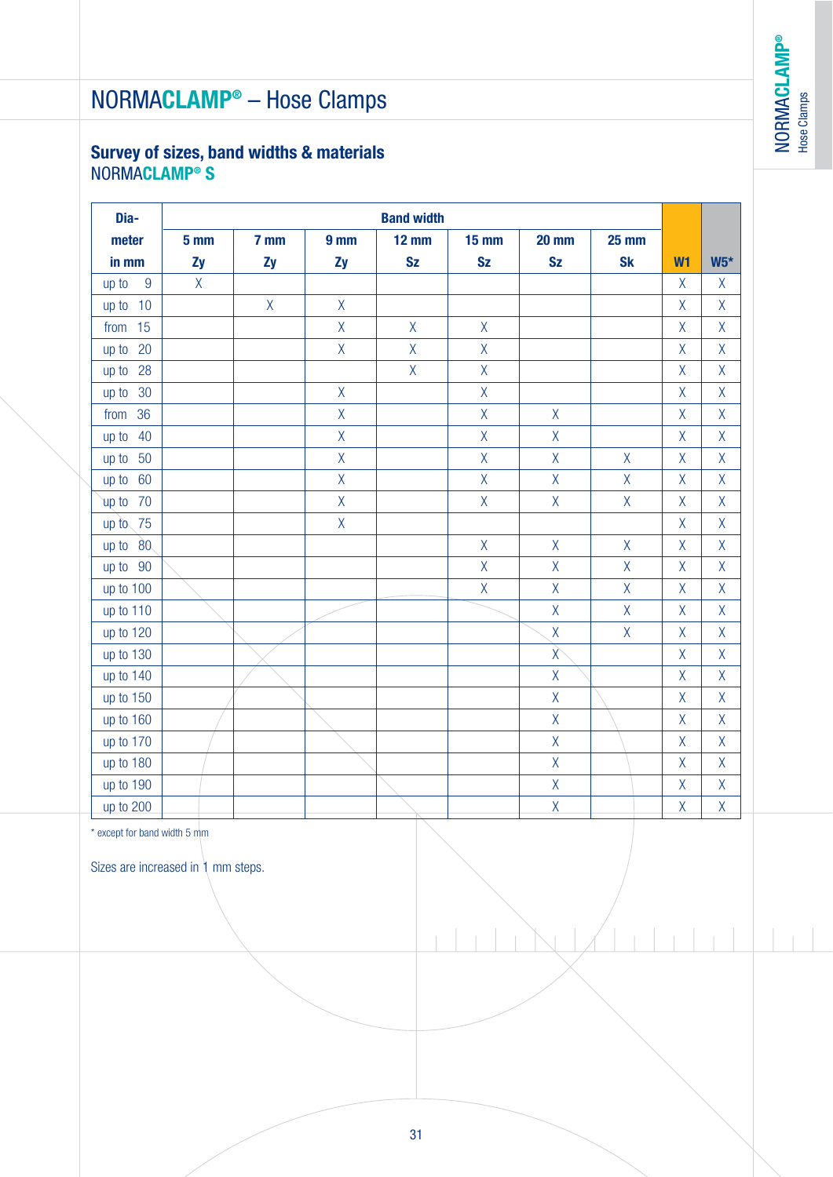# NORMACLAMP® – Hose Clamps

## Survey of sizes, band widths & materials

NORMACLAMP® S

| Dia-meter in mm | Band width 5 mm Zy | 7 mm Zy | 9 mm Zy | 12 mm Sz | 15 mm Sz | 20 mm Sz | 25 mm Sk | W1 | W5* |
|---|---|---|---|---|---|---|---|---|---|
| up to 9 | X | | | | | | | X | X |
| up to 10 | | X | X | | | | | X | X |
| from 15 | | | X | X | X | | | X | X |
| up to 20 | | | X | X | X | | | X | X |
| up to 28 | | | | X | X | | | X | X |
| up to 30 | | | X | | X | | | X | X |
| from 36 | | | X | | X | X | | X | X |
| up to 40 | | | X | | X | X | | X | X |
| up to 50 | | | X | | X | X | X | X | X |
| up to 60 | | | X | | X | X | X | X | X |
| up to 70 | | | X | | X | X | X | X | X |
| up to 75 | | | X | | | | | X | X |
| up to 80 | | | | | X | X | X | X | X |
| up to 90 | | | | | X | X | X | X | X |
| up to 100 | | | | | X | X | X | X | X |
| up to 110 | | | | | | X | X | X | X |
| up to 120 | | | | | | X | X | X | X |
| up to 130 | | | | | | X | | X | X |
| up to 140 | | | | | | X | | X | X |
| up to 150 | | | | | | X | | X | X |
| up to 160 | | | | | | X | | X | X |
| up to 170 | | | | | | X | | X | X |
| up to 180 | | | | | | X | | X | X |
| up to 190 | | | | | | X | | X | X |
| up to 200 | | | | | | X | | X | X |

* except for band width 5 mm

Sizes are increased in 1 mm steps.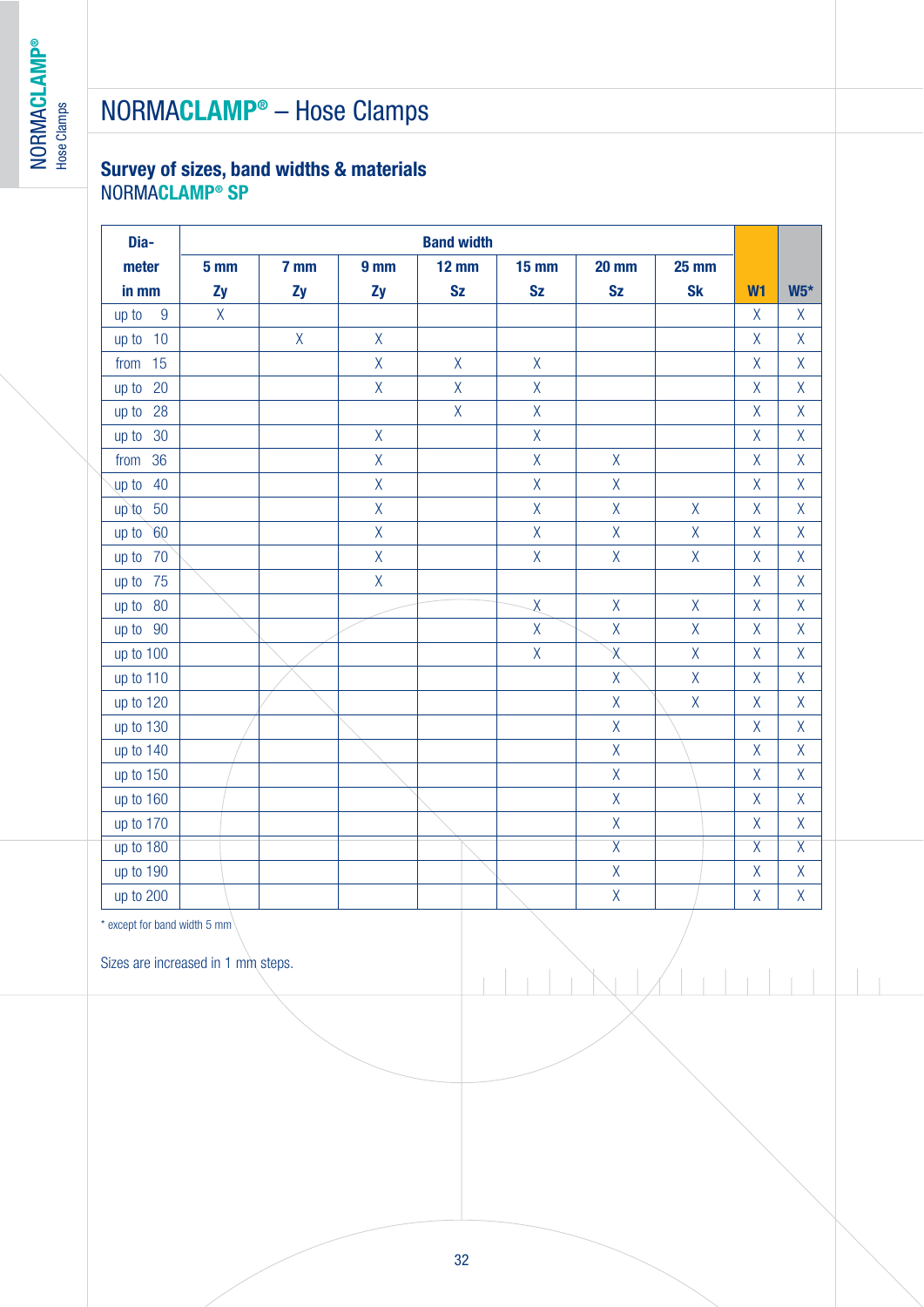# NORMACLAMP® – Hose Clamps

## Survey of sizes, band widths & materials

### NORMACLAMP® SP

| Dia-meter in mm | Band width 5 mm Zy | 7 mm Zy | 9 mm Zy | 12 mm Sz | 15 mm Sz | 20 mm Sz | 25 mm Sk | W1 | W5* |
|---|---|---|---|---|---|---|---|---|---|
| up to 9 | X | | | | | | | X | X |
| up to 10 | | X | X | | | | | X | X |
| from 15 | | | X | X | X | | | X | X |
| up to 20 | | | X | X | X | | | X | X |
| up to 28 | | | | X | X | | | X | X |
| up to 30 | | | X | | X | | | X | X |
| from 36 | | | X | | X | X | | X | X |
| up to 40 | | | X | | X | X | | X | X |
| up to 50 | | | X | | X | X | X | X | X |
| up to 60 | | | X | | X | X | X | X | X |
| up to 70 | | | X | | X | X | X | X | X |
| up to 75 | | | X | | | | | X | X |
| up to 80 | | | | | X | X | X | X | X |
| up to 90 | | | | | X | X | X | X | X |
| up to 100 | | | | | X | X | X | X | X |
| up to 110 | | | | | | X | X | X | X |
| up to 120 | | | | | | X | X | X | X |
| up to 130 | | | | | | X | | X | X |
| up to 140 | | | | | | X | | X | X |
| up to 150 | | | | | | X | | X | X |
| up to 160 | | | | | | X | | X | X |
| up to 170 | | | | | | X | | X | X |
| up to 180 | | | | | | X | | X | X |
| up to 190 | | | | | | X | | X | X |
| up to 200 | | | | | | X | | X | X |

* except for band width 5 mm

Sizes are increased in 1 mm steps.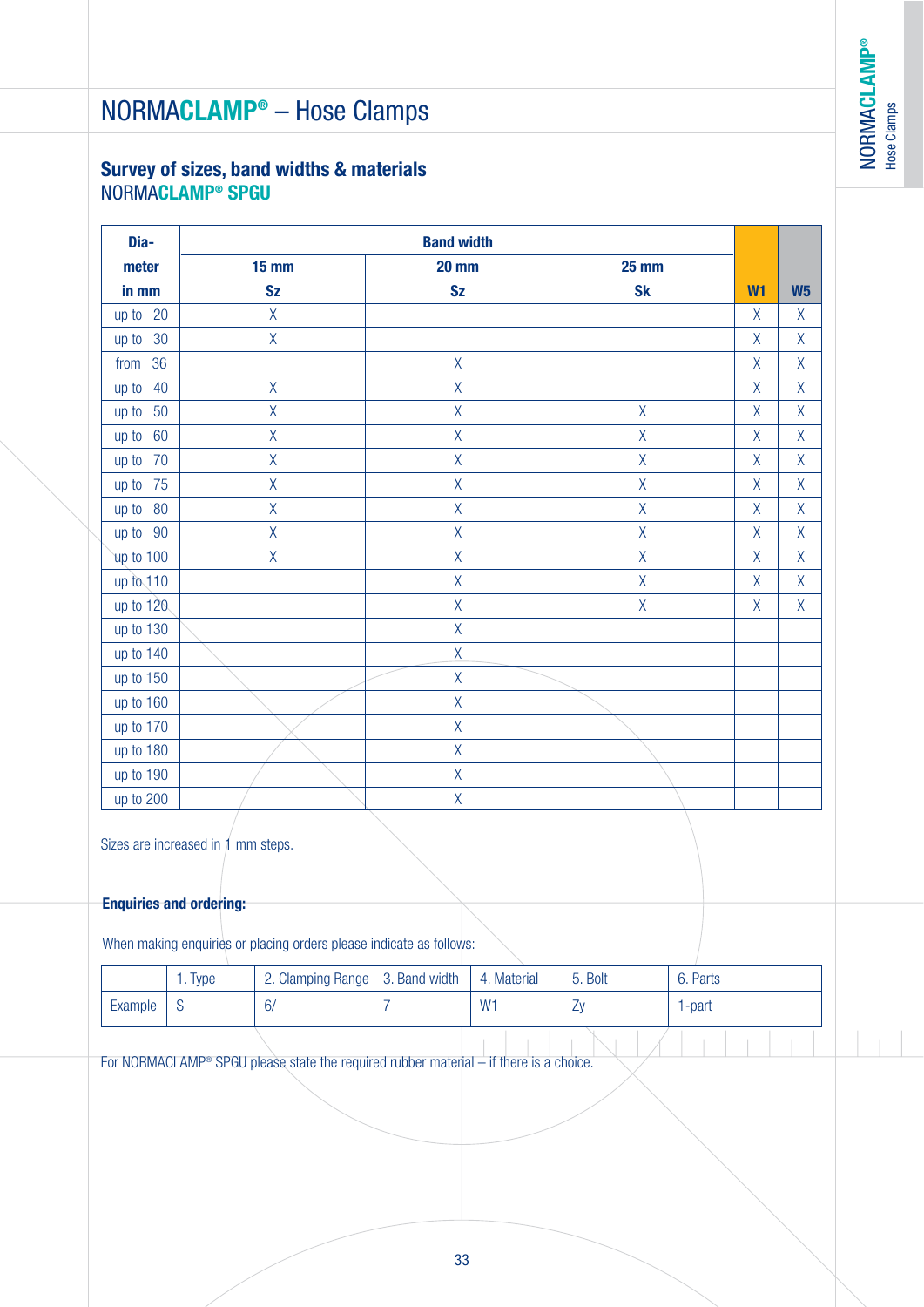# NORMACLAMP® – Hose Clamps

## Survey of sizes, band widths & materials

### NORMACLAMP® SPGU

| Dia-meter in mm | Band width 15 mm Sz | 20 mm Sz | 25 mm Sk | W1 | W5 |
|---|---|---|---|---|---|
| up to 20 | X | | | X | X |
| up to 30 | X | | | X | X |
| from 36 | | X | | X | X |
| up to 40 | X | X | | X | X |
| up to 50 | X | X | X | X | X |
| up to 60 | X | X | X | X | X |
| up to 70 | X | X | X | X | X |
| up to 75 | X | X | X | X | X |
| up to 80 | X | X | X | X | X |
| up to 90 | X | X | X | X | X |
| up to 100 | X | X | X | X | X |
| up to 110 | | X | X | X | X |
| up to 120 | | X | X | X | X |
| up to 130 | | X | | | |
| up to 140 | | X | | | |
| up to 150 | | X | | | |
| up to 160 | | X | | | |
| up to 170 | | X | | | |
| up to 180 | | X | | | |
| up to 190 | | X | | | |
| up to 200 | | X | | | |

Sizes are increased in 1 mm steps.

**Enquiries and ordering:**

When making enquiries or placing orders please indicate as follows:

| | 1. Type | 2. Clamping Range | 3. Band width | 4. Material | 5. Bolt | 6. Parts |
|---|---|---|---|---|---|---|
| Example | S | 6/ | 7 | W1 | Zy | 1-part |

For NORMACLAMP® SPGU please state the required rubber material – if there is a choice.